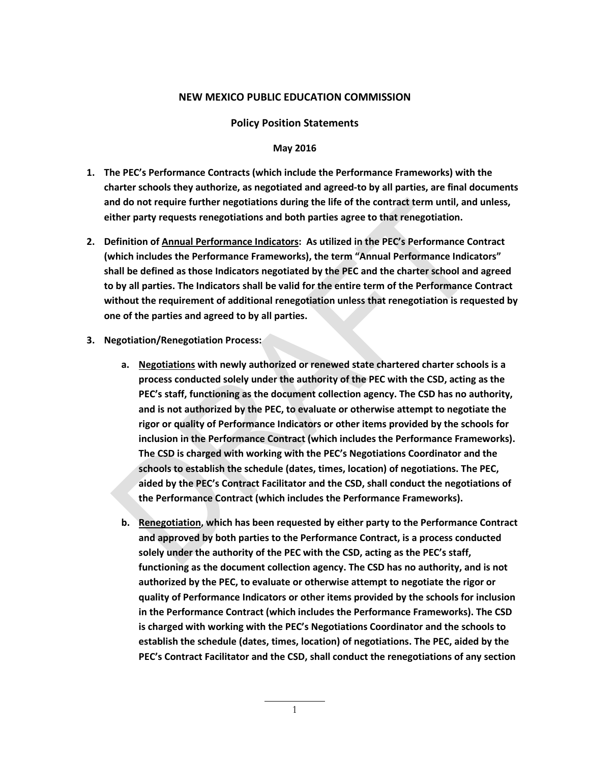# NEW MEXICO PUBLIC EDUCATION COMMISSION

## Policy Position Statements

**May 2016**

1. **The PEC's Performance Contracts (which include the Performance Frameworks) with the charter schools they authorize, as negotiated and agreed-to by all parties, are final documents and do not require further negotiations during the life of the contract term until, and unless, either party requests renegotiations and both parties agree to that renegotiation.**

2. **Definition of <u>Annual Performance Indicators</u>: As utilized in the PEC's Performance Contract (which includes the Performance Frameworks), the term "Annual Performance Indicators" shall be defined as those Indicators negotiated by the PEC and the charter school and agreed to by all parties. The Indicators shall be valid for the entire term of the Performance Contract without the requirement of additional renegotiation unless that renegotiation is requested by one of the parties and agreed to by all parties.**

3. **Negotiation/Renegotiation Process:**

   a. **<u>Negotiations</u> with newly authorized or renewed state chartered charter schools is a process conducted solely under the authority of the PEC with the CSD, acting as the PEC's staff, functioning as the document collection agency. The CSD has no authority, and is not authorized by the PEC, to evaluate or otherwise attempt to negotiate the rigor or quality of Performance Indicators or other items provided by the schools for inclusion in the Performance Contract (which includes the Performance Frameworks). The CSD is charged with working with the PEC's Negotiations Coordinator and the schools to establish the schedule (dates, times, location) of negotiations. The PEC, aided by the PEC's Contract Facilitator and the CSD, shall conduct the negotiations of the Performance Contract (which includes the Performance Frameworks).**

   b. **<u>Renegotiation</u>, which has been requested by either party to the Performance Contract and approved by both parties to the Performance Contract, is a process conducted solely under the authority of the PEC with the CSD, acting as the PEC's staff, functioning as the document collection agency. The CSD has no authority, and is not authorized by the PEC, to evaluate or otherwise attempt to negotiate the rigor or quality of Performance Indicators or other items provided by the schools for inclusion in the Performance Contract (which includes the Performance Frameworks). The CSD is charged with working with the PEC's Negotiations Coordinator and the schools to establish the schedule (dates, times, location) of negotiations. The PEC, aided by the PEC's Contract Facilitator and the CSD, shall conduct the renegotiations of any section**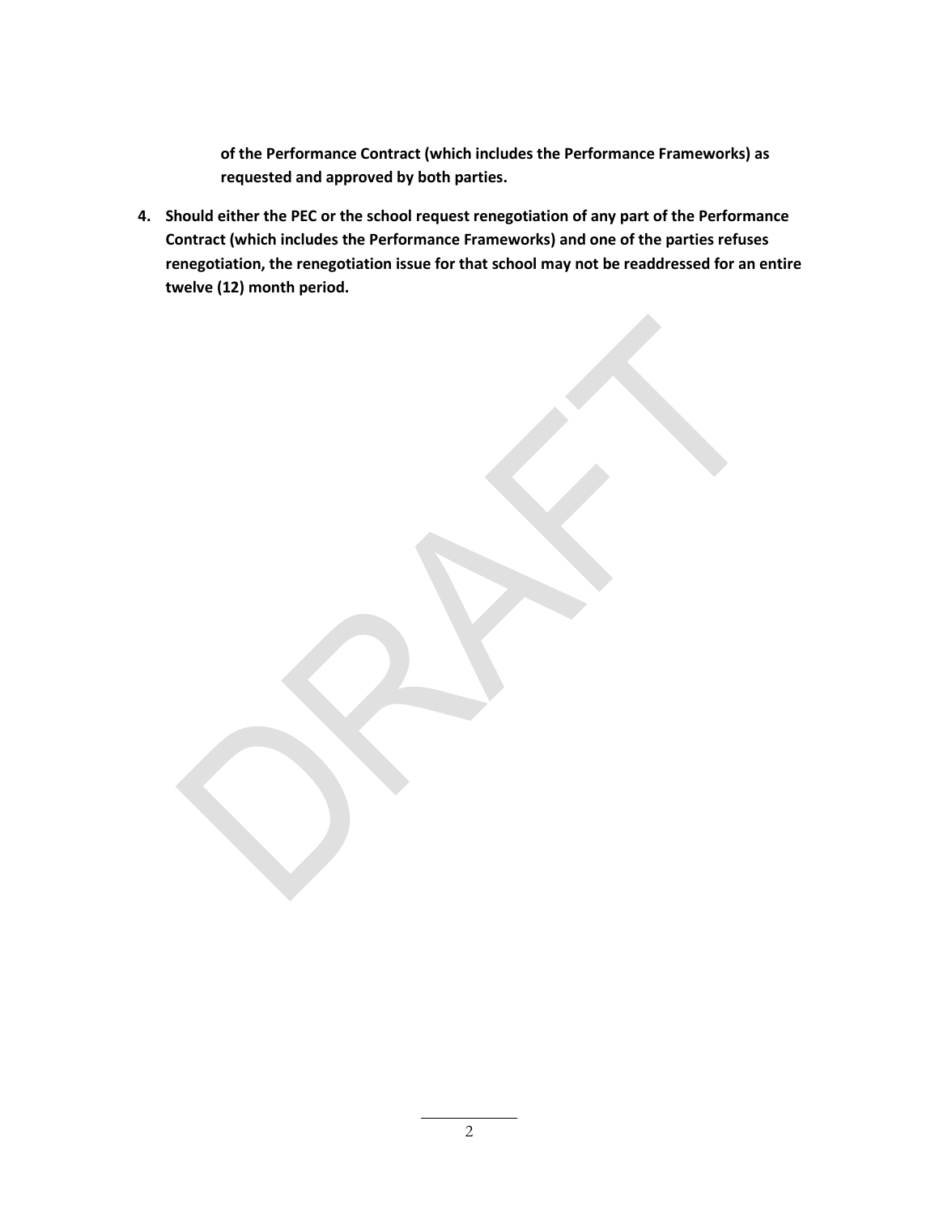**of the Performance Contract (which includes the Performance Frameworks) as requested and approved by both parties.**

4. **Should either the PEC or the school request renegotiation of any part of the Performance Contract (which includes the Performance Frameworks) and one of the parties refuses renegotiation, the renegotiation issue for that school may not be readdressed for an entire twelve (12) month period.**